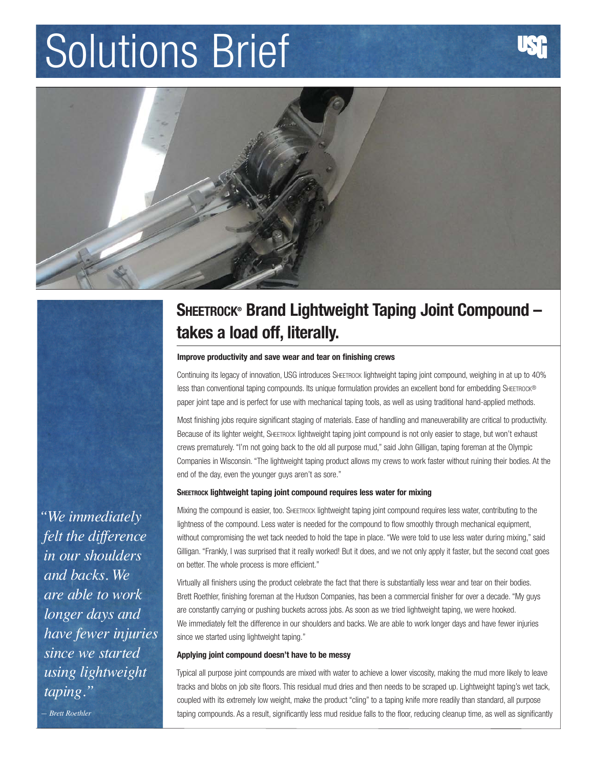# Solutions Brief

## SHEETROCK® Brand Lightweight Taping Joint Compound – takes a load off, literally.

**Improve productivity and save wear and tear on finishing crews**

Continuing its legacy of innovation, USG introduces SHEETROCK lightweight taping joint compound, weighing in at up to 40% less than conventional taping compounds. Its unique formulation provides an excellent bond for embedding SHEETROCK® paper joint tape and is perfect for use with mechanical taping tools, as well as using traditional hand-applied methods.

Most finishing jobs require significant staging of materials. Ease of handling and maneuverability are critical to productivity. Because of its lighter weight, SHEETROCK lightweight taping joint compound is not only easier to stage, but won't exhaust crews prematurely. "I'm not going back to the old all purpose mud," said John Gilligan, taping foreman at the Olympic Companies in Wisconsin. "The lightweight taping product allows my crews to work faster without ruining their bodies. At the end of the day, even the younger guys aren't as sore."

**SHEETROCK lightweight taping joint compound requires less water for mixing**

Mixing the compound is easier, too. SHEETROCK lightweight taping joint compound requires less water, contributing to the lightness of the compound. Less water is needed for the compound to flow smoothly through mechanical equipment, without compromising the wet tack needed to hold the tape in place. "We were told to use less water during mixing," said Gilligan. "Frankly, I was surprised that it really worked! But it does, and we not only apply it faster, but the second coat goes on better. The whole process is more efficient."

Virtually all finishers using the product celebrate the fact that there is substantially less wear and tear on their bodies. Brett Roethler, finishing foreman at the Hudson Companies, has been a commercial finisher for over a decade. "My guys are constantly carrying or pushing buckets across jobs. As soon as we tried lightweight taping, we were hooked. We immediately felt the difference in our shoulders and backs. We are able to work longer days and have fewer injuries since we started using lightweight taping."

> *"We immediately felt the difference in our shoulders and backs. We are able to work longer days and have fewer injuries since we started using lightweight taping."*
>
> *– Brett Roethler*

**Applying joint compound doesn't have to be messy**

Typical all purpose joint compounds are mixed with water to achieve a lower viscosity, making the mud more likely to leave tracks and blobs on job site floors. This residual mud dries and then needs to be scraped up. Lightweight taping's wet tack, coupled with its extremely low weight, make the product "cling" to a taping knife more readily than standard, all purpose taping compounds. As a result, significantly less mud residue falls to the floor, reducing cleanup time, as well as significantly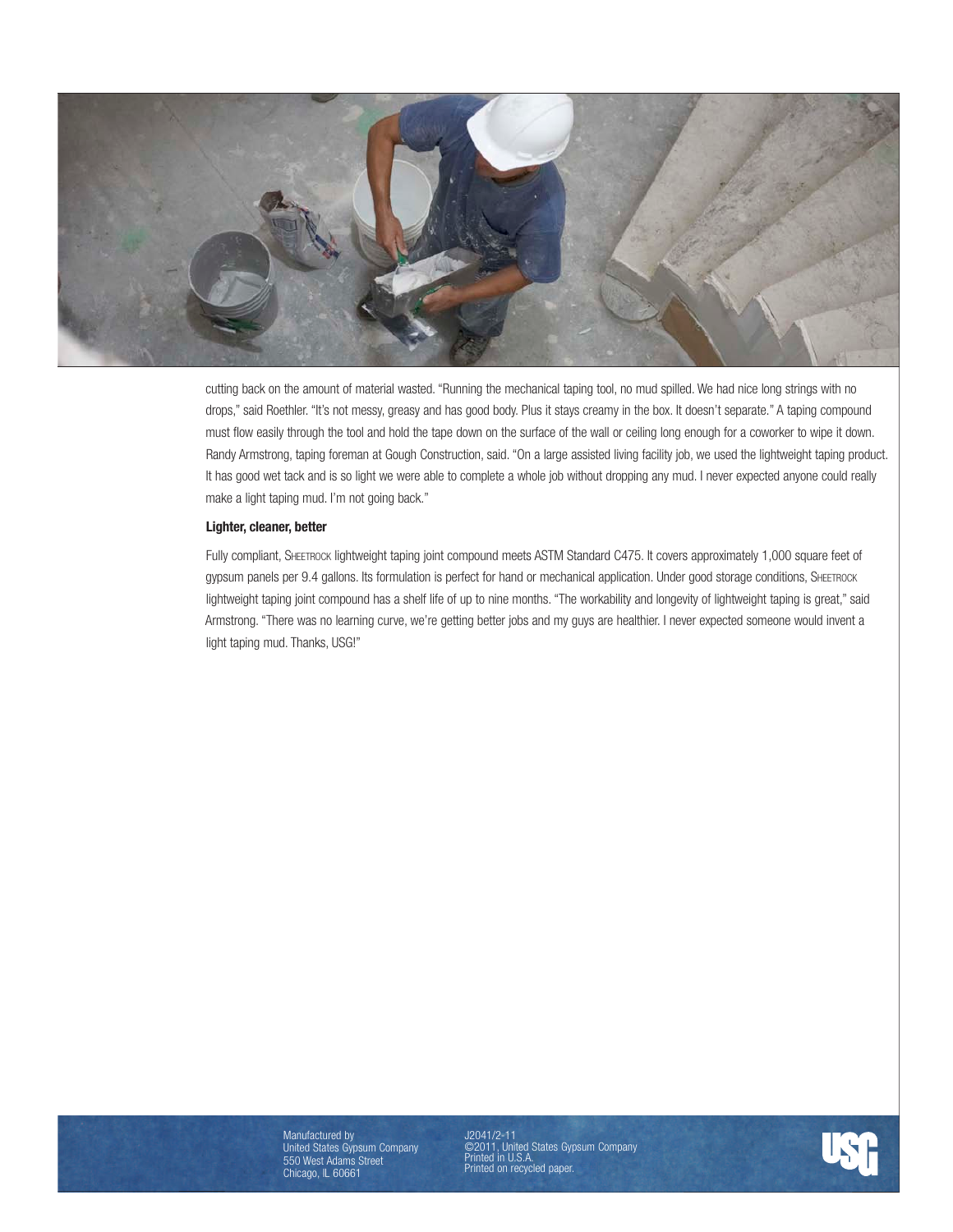cutting back on the amount of material wasted. "Running the mechanical taping tool, no mud spilled. We had nice long strings with no drops," said Roethler. "It's not messy, greasy and has good body. Plus it stays creamy in the box. It doesn't separate." A taping compound must flow easily through the tool and hold the tape down on the surface of the wall or ceiling long enough for a coworker to wipe it down. Randy Armstrong, taping foreman at Gough Construction, said. "On a large assisted living facility job, we used the lightweight taping product. It has good wet tack and is so light we were able to complete a whole job without dropping any mud. I never expected anyone could really make a light taping mud. I'm not going back."

**Lighter, cleaner, better**

Fully compliant, SHEETROCK lightweight taping joint compound meets ASTM Standard C475. It covers approximately 1,000 square feet of gypsum panels per 9.4 gallons. Its formulation is perfect for hand or mechanical application. Under good storage conditions, SHEETROCK lightweight taping joint compound has a shelf life of up to nine months. "The workability and longevity of lightweight taping is great," said Armstrong. "There was no learning curve, we're getting better jobs and my guys are healthier. I never expected someone would invent a light taping mud. Thanks, USG!"

Manufactured by
United States Gypsum Company
550 West Adams Street
Chicago, IL 60661

J2041/2-11
©2011, United States Gypsum Company
Printed in U.S.A.
Printed on recycled paper.

USG